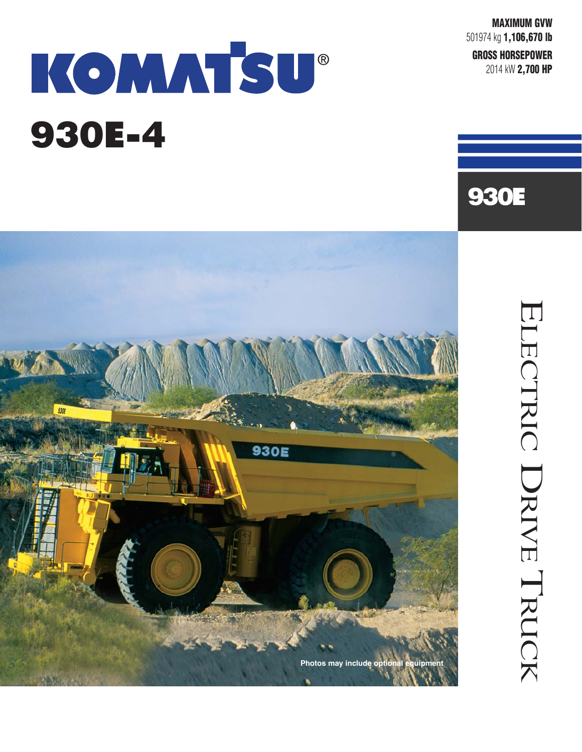**MAXIMUM GVW**
501974 kg **1,106,670 lb**

**GROSS HORSEPOWER**
2014 kW **2,700 HP**

# KOMATSU®

# 930E-4

## 930E

Photos may include optional equipment

## ELECTRIC DRIVE TRUCK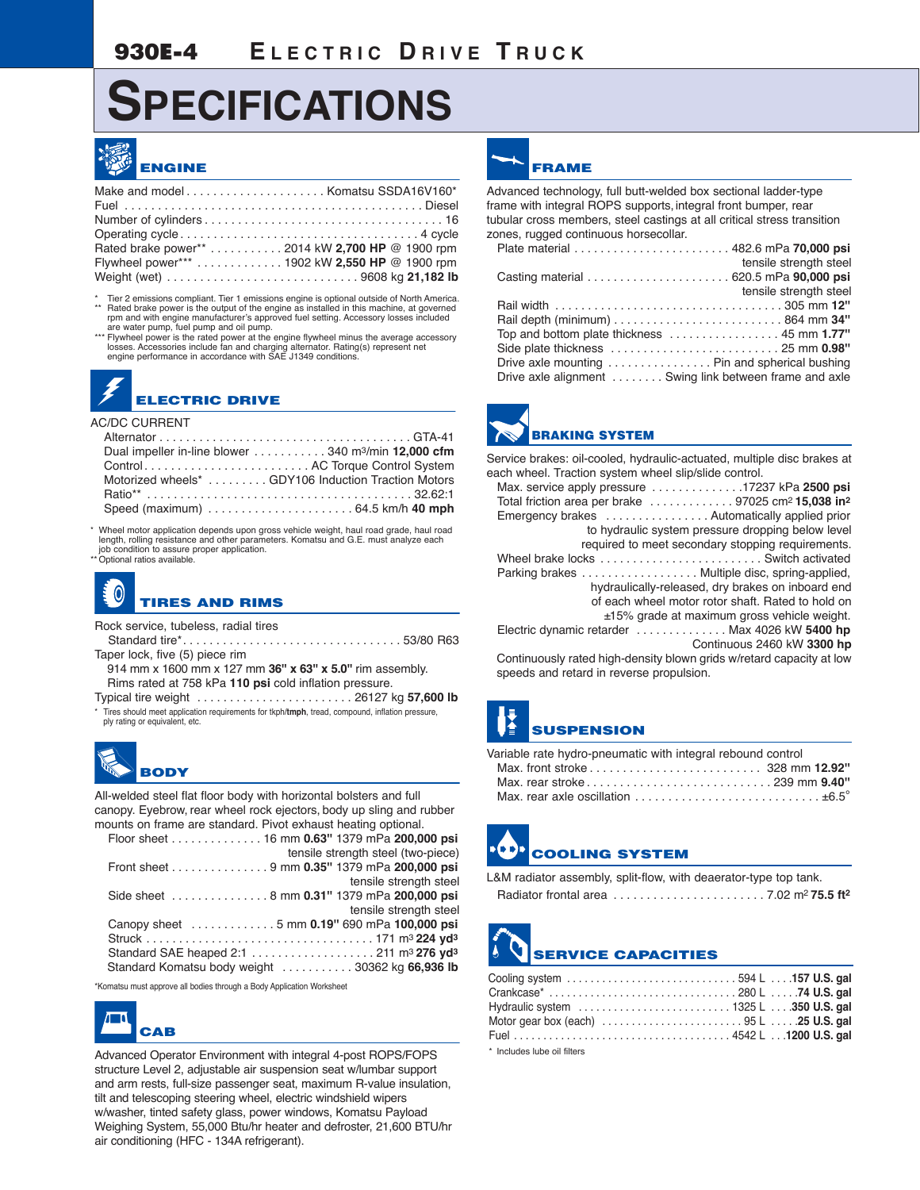# 930E-4 ELECTRIC DRIVE TRUCK

# SPECIFICATIONS

## ENGINE

Make and model . . . . . . . . . . . . . . . . . . . . Komatsu SSDA16V160*
Fuel . . . . . . . . . . . . . . . . . . . . . . . . . . . . . . . . . . . . . . . . . . . . Diesel
Number of cylinders . . . . . . . . . . . . . . . . . . . . . . . . . . . . . . . . . . . 16
Operating cycle . . . . . . . . . . . . . . . . . . . . . . . . . . . . . . . . . . . 4 cycle
Rated brake power** . . . . . . . . . . . 2014 kW **2,700 HP** @ 1900 rpm
Flywheel power*** . . . . . . . . . . . . . 1902 kW **2,550 HP** @ 1900 rpm
Weight (wet) . . . . . . . . . . . . . . . . . . . . . . . . . . . . 9608 kg **21,182 lb**

\* Tier 2 emissions compliant. Tier 1 emissions engine is optional outside of North America.
** Rated brake power is the output of the engine as installed in this machine, at governed rpm and with engine manufacturer's approved fuel setting. Accessory losses included are water pump, fuel pump and oil pump.
*** Flywheel power is the rated power at the engine flywheel minus the average accessory losses. Accessories include fan and charging alternator. Rating(s) represent net engine performance in accordance with SAE J1349 conditions.

## ELECTRIC DRIVE

AC/DC CURRENT
Alternator . . . . . . . . . . . . . . . . . . . . . . . . . . . . . . . . . . . . . GTA-41
Dual impeller in-line blower . . . . . . . . . . . 340 m³/min **12,000 cfm**
Control . . . . . . . . . . . . . . . . . . . . . . . . . AC Torque Control System
Motorized wheels* . . . . . . . . . GDY106 Induction Traction Motors
Ratio** . . . . . . . . . . . . . . . . . . . . . . . . . . . . . . . . . . . . . . . . 32.62:1
Speed (maximum) . . . . . . . . . . . . . . . . . . . . . . 64.5 km/h **40 mph**

\* Wheel motor application depends upon gross vehicle weight, haul road grade, haul road length, rolling resistance and other parameters. Komatsu and G.E. must analyze each job condition to assure proper application.
** Optional ratios available.

## TIRES AND RIMS

Rock service, tubeless, radial tires
Standard tire* . . . . . . . . . . . . . . . . . . . . . . . . . . . . . . . . 53/80 R63
Taper lock, five (5) piece rim
914 mm x 1600 mm x 127 mm **36" x 63" x 5.0"** rim assembly.
Rims rated at 758 kPa **110 psi** cold inflation pressure.
Typical tire weight . . . . . . . . . . . . . . . . . . . . . . . . 26127 kg **57,600 lb**

\* Tires should meet application requirements for tkph/**tmph**, tread, compound, inflation pressure, ply rating or equivalent, etc.

## BODY

All-welded steel flat floor body with horizontal bolsters and full canopy. Eyebrow, rear wheel rock ejectors, body up sling and rubber mounts on frame are standard. Pivot exhaust heating optional.

Floor sheet . . . . . . . . . . . . . . 16 mm **0.63"** 1379 mPa **200,000 psi** tensile strength steel (two-piece)
Front sheet . . . . . . . . . . . . . . . 9 mm **0.35"** 1379 mPa **200,000 psi** tensile strength steel
Side sheet . . . . . . . . . . . . . . . 8 mm **0.31"** 1379 mPa **200,000 psi** tensile strength steel
Canopy sheet . . . . . . . . . . . . . 5 mm **0.19"** 690 mPa **100,000 psi**
Struck . . . . . . . . . . . . . . . . . . . . . . . . . . . . . . . . . . . . 171 m³ **224 yd³**
Standard SAE heaped 2:1 . . . . . . . . . . . . . . . . . . . 211 m³ **276 yd³**
Standard Komatsu body weight . . . . . . . . . . . 30362 kg **66,936 lb**

*Komatsu must approve all bodies through a Body Application Worksheet

## CAB

Advanced Operator Environment with integral 4-post ROPS/FOPS structure Level 2, adjustable air suspension seat w/lumbar support and arm rests, full-size passenger seat, maximum R-value insulation, tilt and telescoping steering wheel, electric windshield wipers w/washer, tinted safety glass, power windows, Komatsu Payload Weighing System, 55,000 Btu/hr heater and defroster, 21,600 BTU/hr air conditioning (HFC - 134A refrigerant).

## FRAME

Advanced technology, full butt-welded box sectional ladder-type frame with integral ROPS supports, integral front bumper, rear tubular cross members, steel castings at all critical stress transition zones, rugged continuous horsecollar.

Plate material . . . . . . . . . . . . . . . . . . . . . . . . 482.6 mPa **70,000 psi** tensile strength steel
Casting material . . . . . . . . . . . . . . . . . . . . . . 620.5 mPa **90,000 psi** tensile strength steel
Rail width . . . . . . . . . . . . . . . . . . . . . . . . . . . . . . . . . . . 305 mm **12"**
Rail depth (minimum) . . . . . . . . . . . . . . . . . . . . . . . . . . 864 mm **34"**
Top and bottom plate thickness . . . . . . . . . . . . . . . . . 45 mm **1.77"**
Side plate thickness . . . . . . . . . . . . . . . . . . . . . . . . . . 25 mm **0.98"**
Drive axle mounting . . . . . . . . . . . . . . . . Pin and spherical bushing
Drive axle alignment . . . . . . . . Swing link between frame and axle

## BRAKING SYSTEM

Service brakes: oil-cooled, hydraulic-actuated, multiple disc brakes at each wheel. Traction system wheel slip/slide control.

Max. service apply pressure . . . . . . . . . . . . . .17237 kPa **2500 psi**
Total friction area per brake . . . . . . . . . . . . . 97025 cm² **15,038 in²**
Emergency brakes . . . . . . . . . . . . . . . . Automatically applied prior to hydraulic system pressure dropping below level required to meet secondary stopping requirements.
Wheel brake locks . . . . . . . . . . . . . . . . . . . . . . . . . Switch activated
Parking brakes . . . . . . . . . . . . . . . . . . Multiple disc, spring-applied, hydraulically-released, dry brakes on inboard end of each wheel motor rotor shaft. Rated to hold on ±15% grade at maximum gross vehicle weight.
Electric dynamic retarder . . . . . . . . . . . . . . Max 4026 kW **5400 hp**
Continuous 2460 kW **3300 hp**

Continuously rated high-density blown grids w/retard capacity at low speeds and retard in reverse propulsion.

## SUSPENSION

Variable rate hydro-pneumatic with integral rebound control
Max. front stroke . . . . . . . . . . . . . . . . . . . . . . . . . . 328 mm **12.92"**
Max. rear stroke . . . . . . . . . . . . . . . . . . . . . . . . . . . . 239 mm **9.40"**
Max. rear axle oscillation . . . . . . . . . . . . . . . . . . . . . . . . . . . . ±6.5°

## COOLING SYSTEM

L&M radiator assembly, split-flow, with deaerator-type top tank.
Radiator frontal area . . . . . . . . . . . . . . . . . . . . . . . 7.02 m² **75.5 ft²**

## SERVICE CAPACITIES

Cooling system . . . . . . . . . . . . . . . . . . . . . . . . . . . . 594 L . . . .**157 U.S. gal**
Crankcase* . . . . . . . . . . . . . . . . . . . . . . . . . . . . . . . 280 L . . . . .**74 U.S. gal**
Hydraulic system . . . . . . . . . . . . . . . . . . . . . . . . . . 1325 L . . . .**350 U.S. gal**
Motor gear box (each) . . . . . . . . . . . . . . . . . . . . . . . . 95 L . . . . .**25 U.S. gal**
Fuel . . . . . . . . . . . . . . . . . . . . . . . . . . . . . . . . . . . . 4542 L . . .**1200 U.S. gal**

\* Includes lube oil filters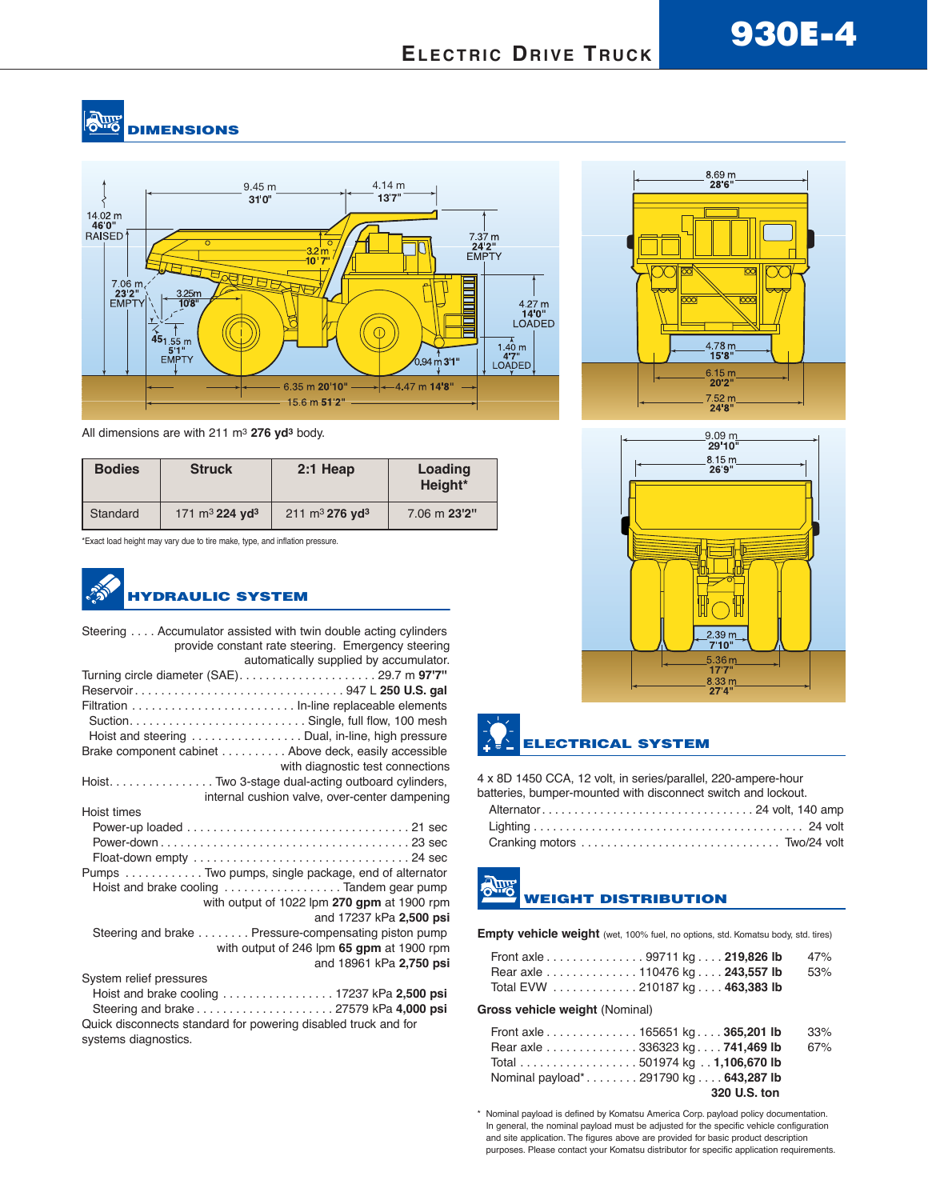# 930E-4

## ELECTRIC DRIVE TRUCK

## DIMENSIONS

All dimensions are with 211 m³ **276 yd³** body.

| Bodies | Struck | 2:1 Heap | Loading Height* |
|---|---|---|---|
| Standard | 171 m³ **224 yd³** | 211 m³ **276 yd³** | 7.06 m **23'2"** |

*Exact load height may vary due to tire make, type, and inflation pressure.

## HYDRAULIC SYSTEM

Steering . . . . Accumulator assisted with twin double acting cylinders provide constant rate steering. Emergency steering automatically supplied by accumulator.

Turning circle diameter (SAE) . . . . . . . . . . . . . . . . . . . . 29.7 m **97'7"**

Reservoir . . . . . . . . . . . . . . . . . . . . . . . . . . . . . . . . 947 L **250 U.S. gal**

Filtration . . . . . . . . . . . . . . . . . . . . . . . . . In-line replaceable elements

- Suction . . . . . . . . . . . . . . . . . . . . . . . . . . Single, full flow, 100 mesh
- Hoist and steering . . . . . . . . . . . . . . . . . Dual, in-line, high pressure

Brake component cabinet . . . . . . . . . . Above deck, easily accessible with diagnostic test connections

Hoist . . . . . . . . . . . . . . . . Two 3-stage dual-acting outboard cylinders, internal cushion valve, over-center dampening

Hoist times

- Power-up loaded . . . . . . . . . . . . . . . . . . . . . . . . . . . . . . . . . 21 sec
- Power-down . . . . . . . . . . . . . . . . . . . . . . . . . . . . . . . . . . . . . 23 sec
- Float-down empty . . . . . . . . . . . . . . . . . . . . . . . . . . . . . . . . 24 sec

Pumps . . . . . . . . . . . . Two pumps, single package, end of alternator

- Hoist and brake cooling . . . . . . . . . . . . . . . . . . Tandem gear pump with output of 1022 lpm **270 gpm** at 1900 rpm and 17237 kPa **2,500 psi**
- Steering and brake . . . . . . . . Pressure-compensating piston pump with output of 246 lpm **65 gpm** at 1900 rpm and 18961 kPa **2,750 psi**

System relief pressures

- Hoist and brake cooling . . . . . . . . . . . . . . . . . 17237 kPa **2,500 psi**
- Steering and brake . . . . . . . . . . . . . . . . . . . . 27579 kPa **4,000 psi**

Quick disconnects standard for powering disabled truck and for systems diagnostics.

## ELECTRICAL SYSTEM

4 x 8D 1450 CCA, 12 volt, in series/parallel, 220-ampere-hour batteries, bumper-mounted with disconnect switch and lockout.

- Alternator . . . . . . . . . . . . . . . . . . . . . . . . . . . . . . . . 24 volt, 140 amp
- Lighting . . . . . . . . . . . . . . . . . . . . . . . . . . . . . . . . . . . . . . . . . 24 volt
- Cranking motors . . . . . . . . . . . . . . . . . . . . . . . . . . . . . . Two/24 volt

## WEIGHT DISTRIBUTION

**Empty vehicle weight** (wet, 100% fuel, no options, std. Komatsu body, std. tires)

| | kg | lb | % |
|---|---|---|---|
| Front axle | 99711 kg | **219,826 lb** | 47% |
| Rear axle | 110476 kg | **243,557 lb** | 53% |
| Total EVW | 210187 kg | **463,383 lb** | |

**Gross vehicle weight** (Nominal)

| | kg | lb | % |
|---|---|---|---|
| Front axle | 165651 kg | **365,201 lb** | 33% |
| Rear axle | 336323 kg | **741,469 lb** | 67% |
| Total | 501974 kg | **1,106,670 lb** | |
| Nominal payload* | 291790 kg | **643,287 lb** / **320 U.S. ton** | |

\* Nominal payload is defined by Komatsu America Corp. payload policy documentation. In general, the nominal payload must be adjusted for the specific vehicle configuration and site application. The figures above are provided for basic product description purposes. Please contact your Komatsu distributor for specific application requirements.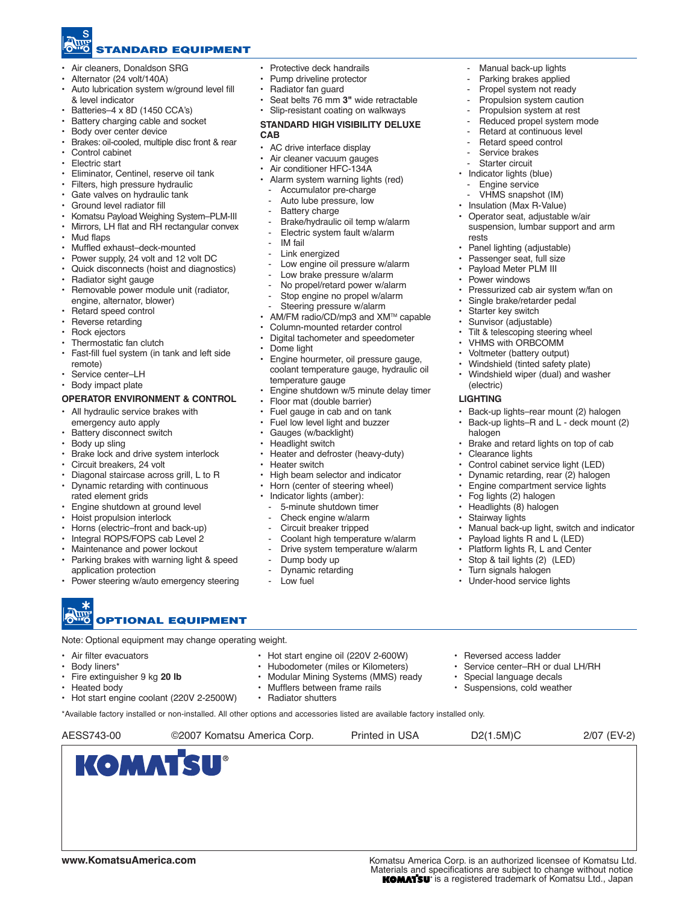## STANDARD EQUIPMENT

- Air cleaners, Donaldson SRG
- Alternator (24 volt/140A)
- Auto lubrication system w/ground level fill & level indicator
- Batteries–4 x 8D (1450 CCA's)
- Battery charging cable and socket
- Body over center device
- Brakes: oil-cooled, multiple disc front & rear
- Control cabinet
- Electric start
- Eliminator, Centinel, reserve oil tank
- Filters, high pressure hydraulic
- Gate valves on hydraulic tank
- Ground level radiator fill
- Komatsu Payload Weighing System–PLM-III
- Mirrors, LH flat and RH rectangular convex
- Mud flaps
- Muffled exhaust–deck-mounted
- Power supply, 24 volt and 12 volt DC
- Quick disconnects (hoist and diagnostics)
- Radiator sight gauge
- Removable power module unit (radiator, engine, alternator, blower)
- Retard speed control
- Reverse retarding
- Rock ejectors
- Thermostatic fan clutch
- Fast-fill fuel system (in tank and left side remote)
- Service center–LH
- Body impact plate

### OPERATOR ENVIRONMENT & CONTROL

- All hydraulic service brakes with emergency auto apply
- Battery disconnect switch
- Body up sling
- Brake lock and drive system interlock
- Circuit breakers, 24 volt
- Diagonal staircase across grill, L to R
- Dynamic retarding with continuous rated element grids
- Engine shutdown at ground level
- Hoist propulsion interlock
- Horns (electric–front and back-up)
- Integral ROPS/FOPS cab Level 2
- Maintenance and power lockout
- Parking brakes with warning light & speed application protection
- Power steering w/auto emergency steering
- Protective deck handrails
- Pump driveline protector
- Radiator fan guard
- Seat belts 76 mm **3"** wide retractable
- Slip-resistant coating on walkways

### STANDARD HIGH VISIBILITY DELUXE CAB

- AC drive interface display
- Air cleaner vacuum gauges
- Air conditioner HFC-134A
- Alarm system warning lights (red)
  - Accumulator pre-charge
  - Auto lube pressure, low
  - Battery charge
  - Brake/hydraulic oil temp w/alarm
  - Electric system fault w/alarm
  - IM fail
  - Link energized
  - Low engine oil pressure w/alarm
  - Low brake pressure w/alarm
  - No propel/retard power w/alarm
  - Stop engine no propel w/alarm
  - Steering pressure w/alarm
- AM/FM radio/CD/mp3 and XM™ capable
- Column-mounted retarder control
- Digital tachometer and speedometer
- Dome light
- Engine hourmeter, oil pressure gauge, coolant temperature gauge, hydraulic oil temperature gauge
- Engine shutdown w/5 minute delay timer
- Floor mat (double barrier)
- Fuel gauge in cab and on tank
- Fuel low level light and buzzer
- Gauges (w/backlight)
- Headlight switch
- Heater and defroster (heavy-duty)
- Heater switch
- High beam selector and indicator
- Horn (center of steering wheel)
- Indicator lights (amber):
  - 5-minute shutdown timer
  - Check engine w/alarm
  - Circuit breaker tripped
  - Coolant high temperature w/alarm
  - Drive system temperature w/alarm
  - Dump body up
  - Dynamic retarding
  - Low fuel
  - Manual back-up lights
  - Parking brakes applied
  - Propel system not ready
  - Propulsion system caution
  - Propulsion system at rest
  - Reduced propel system mode
  - Retard at continuous level
  - Retard speed control
  - Service brakes
  - Starter circuit
- Indicator lights (blue)
  - Engine service
  - VHMS snapshot (IM)
- Insulation (Max R-Value)
- Operator seat, adjustable w/air suspension, lumbar support and arm rests
- Panel lighting (adjustable)
- Passenger seat, full size
- Payload Meter PLM III
- Power windows
- Pressurized cab air system w/fan on
- Single brake/retarder pedal
- Starter key switch
- Sunvisor (adjustable)
- Tilt & telescoping steering wheel
- VHMS with ORBCOMM
- Voltmeter (battery output)
- Windshield (tinted safety plate)
- Windshield wiper (dual) and washer (electric)

### LIGHTING

- Back-up lights–rear mount (2) halogen
- Back-up lights–R and L - deck mount (2) halogen
- Brake and retard lights on top of cab
- Clearance lights
- Control cabinet service light (LED)
- Dynamic retarding, rear (2) halogen
- Engine compartment service lights
- Fog lights (2) halogen
- Headlights (8) halogen
- Stairway lights
- Manual back-up light, switch and indicator
- Payload lights R and L (LED)
- Platform lights R, L and Center
- Stop & tail lights (2) (LED)
- Turn signals halogen
- Under-hood service lights

## OPTIONAL EQUIPMENT

Note: Optional equipment may change operating weight.

- Air filter evacuators
- Body liners*
- Fire extinguisher 9 kg **20 lb**
- Heated body
- Hot start engine coolant (220V 2-2500W)
- Hot start engine oil (220V 2-600W)
- Hubodometer (miles or Kilometers)
- Modular Mining Systems (MMS) ready
- Mufflers between frame rails
- Radiator shutters
- Reversed access ladder
- Service center–RH or dual LH/RH
- Special language decals
- Suspensions, cold weather

*Available factory installed or non-installed. All other options and accessories listed are available factory installed only.

AESS743-00 ©2007 Komatsu America Corp. Printed in USA D2(1.5M)C 2/07 (EV-2)

KOMATSU®

**www.KomatsuAmerica.com**

Komatsu America Corp. is an authorized licensee of Komatsu Ltd.
Materials and specifications are subject to change without notice
KOMATSU® is a registered trademark of Komatsu Ltd., Japan